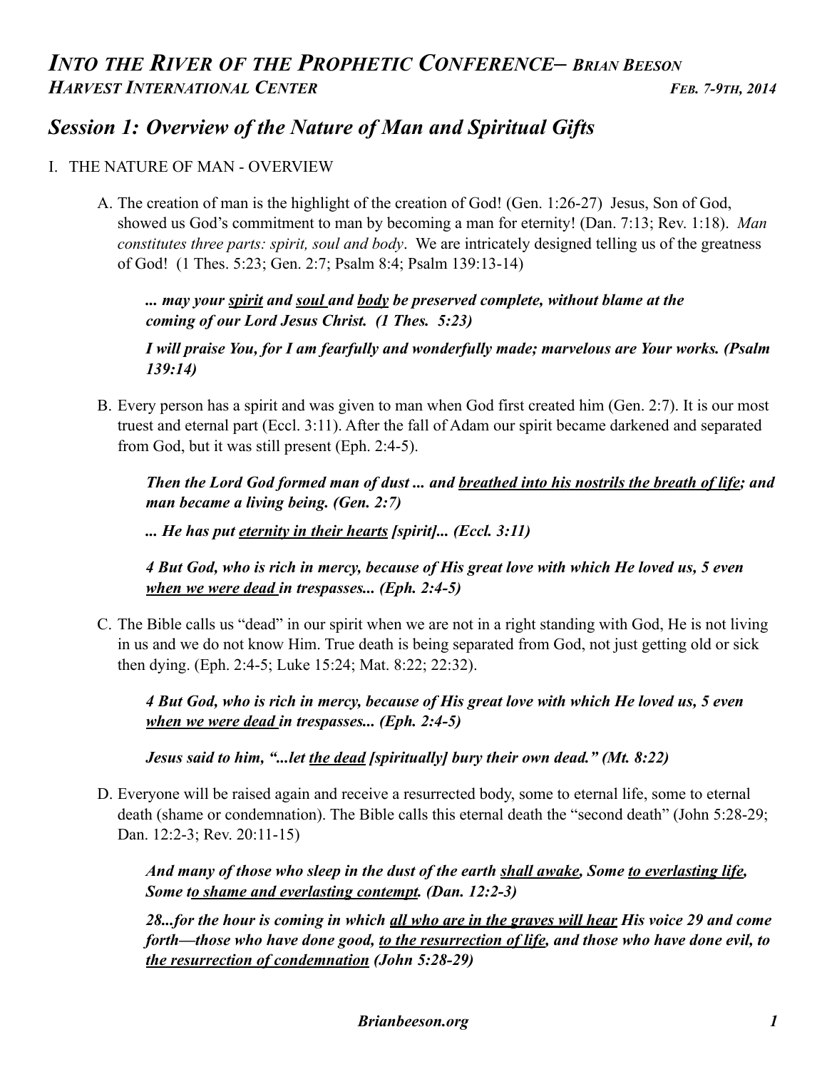# *INTO THE RIVER OF THE PROPHETIC CONFERENCE– BRIAN BEESON*
***HARVEST INTERNATIONAL CENTER*** ***FEB. 7-9TH, 2014***

## *Session 1: Overview of the Nature of Man and Spiritual Gifts*

I. THE NATURE OF MAN - OVERVIEW

A. The creation of man is the highlight of the creation of God! (Gen. 1:26-27) Jesus, Son of God, showed us God's commitment to man by becoming a man for eternity! (Dan. 7:13; Rev. 1:18). *Man constitutes three parts: spirit, soul and body*. We are intricately designed telling us of the greatness of God! (1 Thes. 5:23; Gen. 2:7; Psalm 8:4; Psalm 139:13-14)

> ***... may your <u>spirit</u> and <u>soul</u> and <u>body</u> be preserved complete, without blame at the coming of our Lord Jesus Christ. (1 Thes. 5:23)***
>
> ***I will praise You, for I am fearfully and wonderfully made; marvelous are Your works. (Psalm 139:14)***

B. Every person has a spirit and was given to man when God first created him (Gen. 2:7). It is our most truest and eternal part (Eccl. 3:11). After the fall of Adam our spirit became darkened and separated from God, but it was still present (Eph. 2:4-5).

> ***Then the Lord God formed man of dust ... and <u>breathed into his nostrils the breath of life</u>; and man became a living being. (Gen. 2:7)***
>
> ***... He has put <u>eternity in their hearts</u> [spirit]... (Eccl. 3:11)***
>
> ***4 But God, who is rich in mercy, because of His great love with which He loved us, 5 even <u>when we were dead</u> in trespasses... (Eph. 2:4-5)***

C. The Bible calls us "dead" in our spirit when we are not in a right standing with God, He is not living in us and we do not know Him. True death is being separated from God, not just getting old or sick then dying. (Eph. 2:4-5; Luke 15:24; Mat. 8:22; 22:32).

> ***4 But God, who is rich in mercy, because of His great love with which He loved us, 5 even <u>when we were dead</u> in trespasses... (Eph. 2:4-5)***
>
> ***Jesus said to him, "...let <u>the dead</u> [spiritually] bury their own dead." (Mt. 8:22)***

D. Everyone will be raised again and receive a resurrected body, some to eternal life, some to eternal death (shame or condemnation). The Bible calls this eternal death the "second death" (John 5:28-29; Dan. 12:2-3; Rev. 20:11-15)

> ***And many of those who sleep in the dust of the earth <u>shall awake</u>, Some <u>to everlasting life</u>, Some t<u>o shame and everlasting contempt</u>. (Dan. 12:2-3)***
>
> ***28...for the hour is coming in which <u>all who are in the graves will hear</u> His voice 29 and come forth—those who have done good, <u>to the resurrection of life</u>, and those who have done evil, to <u>the resurrection of condemnation</u> (John 5:28-29)***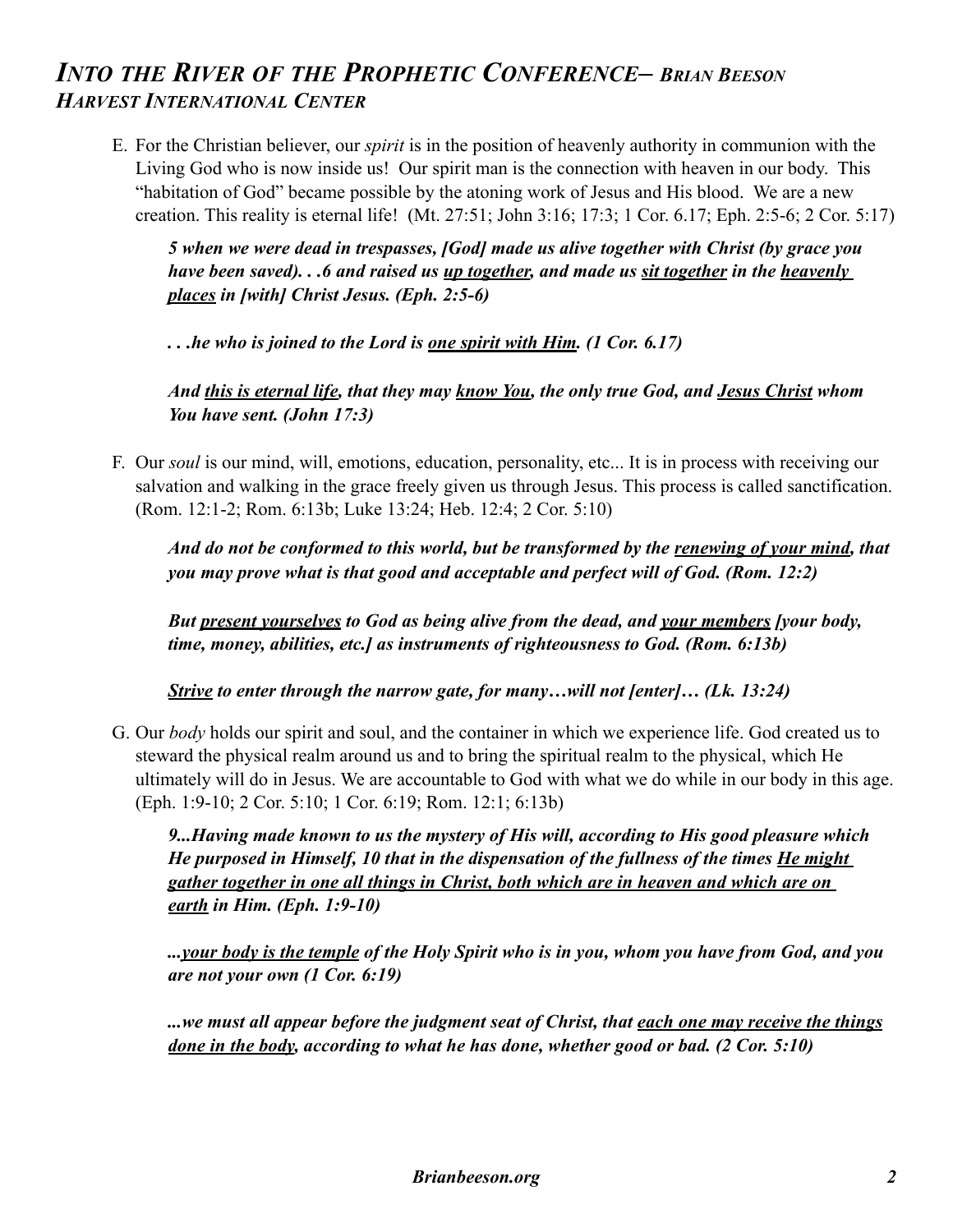E. For the Christian believer, our *spirit* is in the position of heavenly authority in communion with the Living God who is now inside us! Our spirit man is the connection with heaven in our body. This "habitation of God" became possible by the atoning work of Jesus and His blood. We are a new creation. This reality is eternal life! (Mt. 27:51; John 3:16; 17:3; 1 Cor. 6.17; Eph. 2:5-6; 2 Cor. 5:17)

> ***5 when we were dead in trespasses, [God] made us alive together with Christ (by grace you have been saved). . .6 and raised us <u>up together</u>, and made us <u>sit together</u> in the <u>heavenly places</u> in [with] Christ Jesus. (Eph. 2:5-6)***
>
> ***. . .he who is joined to the Lord is <u>one spirit with Him</u>. (1 Cor. 6.17)***
>
> ***And <u>this is eternal life</u>, that they may <u>know You</u>, the only true God, and <u>Jesus Christ</u> whom You have sent. (John 17:3)***

F. Our *soul* is our mind, will, emotions, education, personality, etc... It is in process with receiving our salvation and walking in the grace freely given us through Jesus. This process is called sanctification. (Rom. 12:1-2; Rom. 6:13b; Luke 13:24; Heb. 12:4; 2 Cor. 5:10)

> ***And do not be conformed to this world, but be transformed by the <u>renewing of your mind</u>, that you may prove what is that good and acceptable and perfect will of God. (Rom. 12:2)***
>
> ***But <u>present yourselves</u> to God as being alive from the dead, and <u>your members</u> [your body, time, money, abilities, etc.] as instruments of righteousness to God. (Rom. 6:13b)***
>
> ***<u>Strive</u> to enter through the narrow gate, for many…will not [enter]… (Lk. 13:24)***

G. Our *body* holds our spirit and soul, and the container in which we experience life. God created us to steward the physical realm around us and to bring the spiritual realm to the physical, which He ultimately will do in Jesus. We are accountable to God with what we do while in our body in this age. (Eph. 1:9-10; 2 Cor. 5:10; 1 Cor. 6:19; Rom. 12:1; 6:13b)

> ***9...Having made known to us the mystery of His will, according to His good pleasure which He purposed in Himself, 10 that in the dispensation of the fullness of the times <u>He might gather together in one all things in Christ, both which are in heaven and which are on earth</u> in Him. (Eph. 1:9-10)***
>
> ***...<u>your body is the temple</u> of the Holy Spirit who is in you, whom you have from God, and you are not your own (1 Cor. 6:19)***
>
> ***...we must all appear before the judgment seat of Christ, that <u>each one may receive the things done in the body</u>, according to what he has done, whether good or bad. (2 Cor. 5:10)***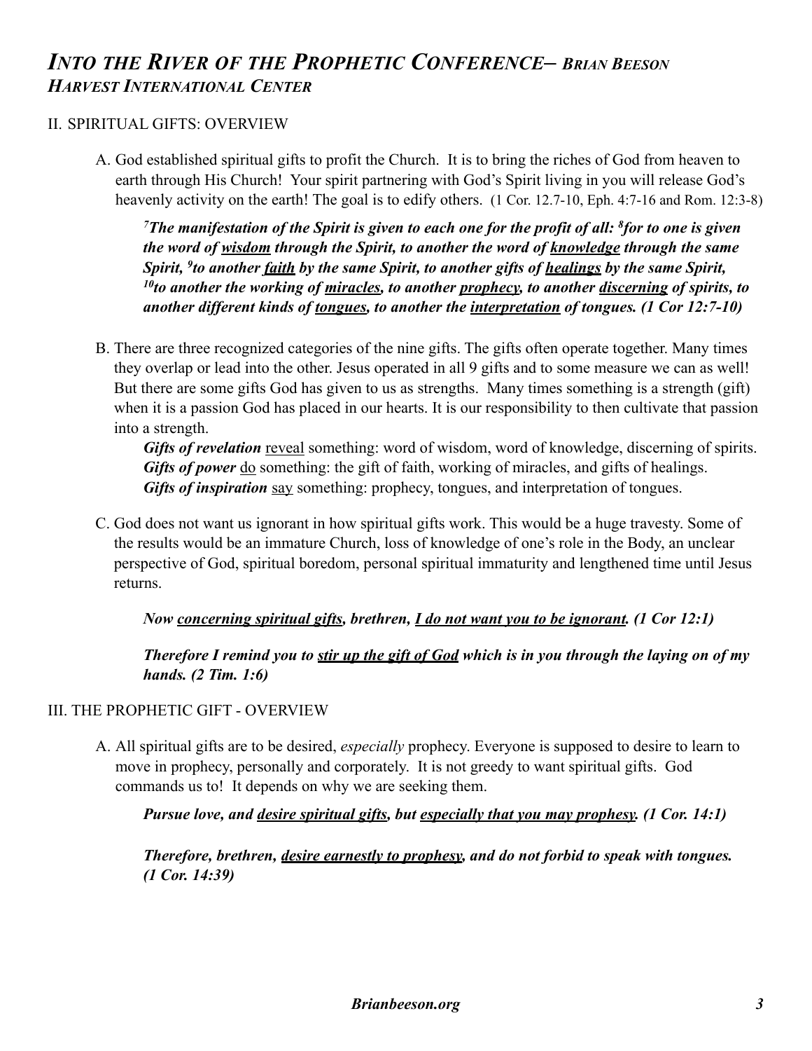# *INTO THE RIVER OF THE PROPHETIC CONFERENCE– BRIAN BEESON*
## *HARVEST INTERNATIONAL CENTER*

II. SPIRITUAL GIFTS: OVERVIEW

A. God established spiritual gifts to profit the Church. It is to bring the riches of God from heaven to earth through His Church! Your spirit partnering with God's Spirit living in you will release God's heavenly activity on the earth! The goal is to edify others. (1 Cor. 12.7-10, Eph. 4:7-16 and Rom. 12:3-8)

> ***[7]The manifestation of the Spirit is given to each one for the profit of all: [8]for to one is given the word of <u>wisdom</u> through the Spirit, to another the word of <u>knowledge</u> through the same Spirit, [9]to another <u>faith</u> by the same Spirit, to another gifts of <u>healings</u> by the same Spirit, [10]to another the working of <u>miracles</u>, to another <u>prophecy</u>, to another <u>discerning</u> of spirits, to another different kinds of <u>tongues</u>, to another the <u>interpretation</u> of tongues. (1 Cor 12:7-10)***

B. There are three recognized categories of the nine gifts. The gifts often operate together. Many times they overlap or lead into the other. Jesus operated in all 9 gifts and to some measure we can as well! But there are some gifts God has given to us as strengths. Many times something is a strength (gift) when it is a passion God has placed in our hearts. It is our responsibility to then cultivate that passion into a strength.

> ***Gifts of revelation*** <u>reveal</u> something: word of wisdom, word of knowledge, discerning of spirits.
> ***Gifts of power*** <u>do</u> something: the gift of faith, working of miracles, and gifts of healings.
> ***Gifts of inspiration*** <u>say</u> something: prophecy, tongues, and interpretation of tongues.

C. God does not want us ignorant in how spiritual gifts work. This would be a huge travesty. Some of the results would be an immature Church, loss of knowledge of one's role in the Body, an unclear perspective of God, spiritual boredom, personal spiritual immaturity and lengthened time until Jesus returns.

> ***Now <u>concerning spiritual gifts</u>, brethren, <u>I do not want you to be ignorant</u>. (1 Cor 12:1)***

> ***Therefore I remind you to <u>stir up the gift of God</u> which is in you through the laying on of my hands. (2 Tim. 1:6)***

III. THE PROPHETIC GIFT - OVERVIEW

A. All spiritual gifts are to be desired, *especially* prophecy. Everyone is supposed to desire to learn to move in prophecy, personally and corporately. It is not greedy to want spiritual gifts. God commands us to! It depends on why we are seeking them.

> ***Pursue love, and <u>desire spiritual gifts</u>, but <u>especially that you may prophesy</u>. (1 Cor. 14:1)***

> ***Therefore, brethren, <u>desire earnestly to prophesy</u>, and do not forbid to speak with tongues. (1 Cor. 14:39)***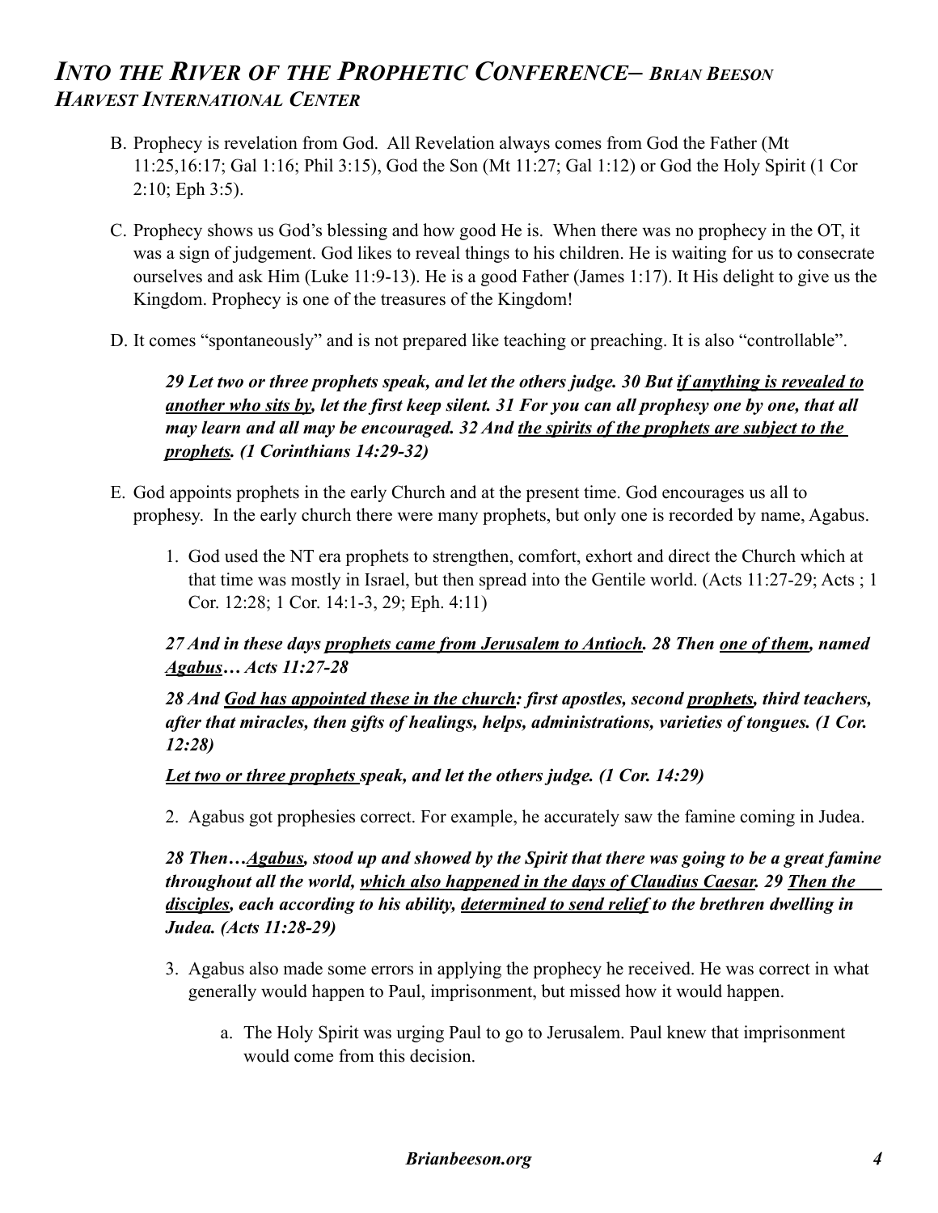B. Prophecy is revelation from God. All Revelation always comes from God the Father (Mt 11:25,16:17; Gal 1:16; Phil 3:15), God the Son (Mt 11:27; Gal 1:12) or God the Holy Spirit (1 Cor 2:10; Eph 3:5).

C. Prophecy shows us God's blessing and how good He is. When there was no prophecy in the OT, it was a sign of judgement. God likes to reveal things to his children. He is waiting for us to consecrate ourselves and ask Him (Luke 11:9-13). He is a good Father (James 1:17). It His delight to give us the Kingdom. Prophecy is one of the treasures of the Kingdom!

D. It comes "spontaneously" and is not prepared like teaching or preaching. It is also "controllable".

> ***29 Let two or three prophets speak, and let the others judge. 30 But <u>if anything is revealed to another who sits by</u>, let the first keep silent. 31 For you can all prophesy one by one, that all may learn and all may be encouraged. 32 And <u>the spirits of the prophets are subject to the prophets</u>. (1 Corinthians 14:29-32)***

E. God appoints prophets in the early Church and at the present time. God encourages us all to prophesy. In the early church there were many prophets, but only one is recorded by name, Agabus.

1. God used the NT era prophets to strengthen, comfort, exhort and direct the Church which at that time was mostly in Israel, but then spread into the Gentile world. (Acts 11:27-29; Acts ; 1 Cor. 12:28; 1 Cor. 14:1-3, 29; Eph. 4:11)

> ***27 And in these days <u>prophets came from Jerusalem to Antioch</u>. 28 Then <u>one of them</u>, named <u>Agabus</u>… Acts 11:27-28***
>
> ***28 And <u>God has appointed these in the church</u>: first apostles, second <u>prophets</u>, third teachers, after that miracles, then gifts of healings, helps, administrations, varieties of tongues. (1 Cor. 12:28)***
>
> ***<u>Let two or three prophets</u> speak, and let the others judge. (1 Cor. 14:29)***

2. Agabus got prophesies correct. For example, he accurately saw the famine coming in Judea.

> ***28 Then…<u>Agabus</u>, stood up and showed by the Spirit that there was going to be a great famine throughout all the world, <u>which also happened in the days of Claudius Caesar</u>. 29 <u>Then the disciples</u>, each according to his ability, <u>determined to send relief</u> to the brethren dwelling in Judea. (Acts 11:28-29)***

3. Agabus also made some errors in applying the prophecy he received. He was correct in what generally would happen to Paul, imprisonment, but missed how it would happen.

    a. The Holy Spirit was urging Paul to go to Jerusalem. Paul knew that imprisonment would come from this decision.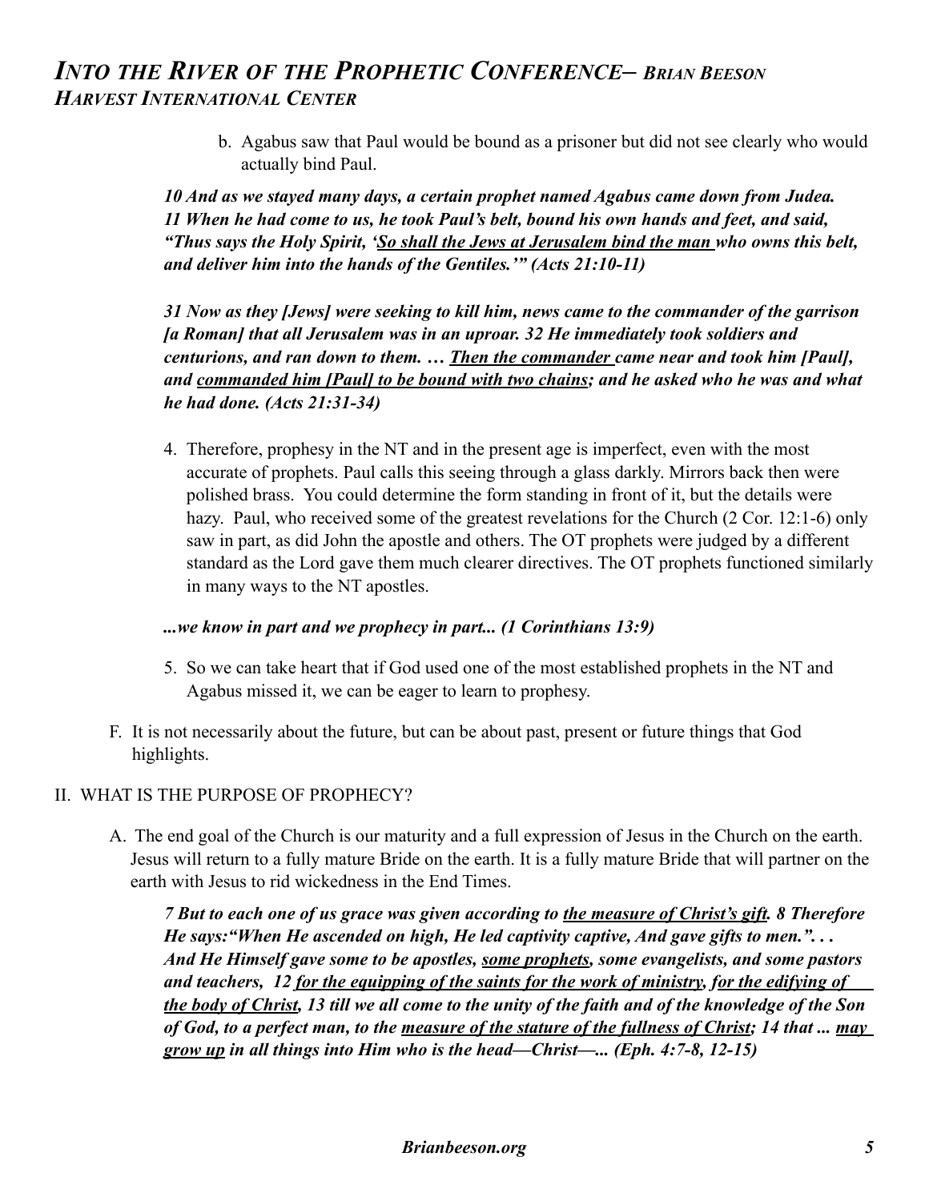b. Agabus saw that Paul would be bound as a prisoner but did not see clearly who would actually bind Paul.

***10 And as we stayed many days, a certain prophet named Agabus came down from Judea. 11 When he had come to us, he took Paul's belt, bound his own hands and feet, and said, "Thus says the Holy Spirit, '<u>So shall the Jews at Jerusalem bind the man</u> who owns this belt, and deliver him into the hands of the Gentiles.'" (Acts 21:10-11)***

***31 Now as they [Jews] were seeking to kill him, news came to the commander of the garrison [a Roman] that all Jerusalem was in an uproar. 32 He immediately took soldiers and centurions, and ran down to them. … <u>Then the commander</u> came near and took him [Paul], and <u>commanded him [Paul] to be bound with two chains</u>; and he asked who he was and what he had done. (Acts 21:31-34)***

4. Therefore, prophesy in the NT and in the present age is imperfect, even with the most accurate of prophets. Paul calls this seeing through a glass darkly. Mirrors back then were polished brass. You could determine the form standing in front of it, but the details were hazy. Paul, who received some of the greatest revelations for the Church (2 Cor. 12:1-6) only saw in part, as did John the apostle and others. The OT prophets were judged by a different standard as the Lord gave them much clearer directives. The OT prophets functioned similarly in many ways to the NT apostles.

***...we know in part and we prophecy in part... (1 Corinthians 13:9)***

5. So we can take heart that if God used one of the most established prophets in the NT and Agabus missed it, we can be eager to learn to prophesy.

F. It is not necessarily about the future, but can be about past, present or future things that God highlights.

II. WHAT IS THE PURPOSE OF PROPHECY?

A. The end goal of the Church is our maturity and a full expression of Jesus in the Church on the earth. Jesus will return to a fully mature Bride on the earth. It is a fully mature Bride that will partner on the earth with Jesus to rid wickedness in the End Times.

***7 But to each one of us grace was given according to <u>the measure of Christ's gift</u>. 8 Therefore He says:"When He ascended on high, He led captivity captive, And gave gifts to men.". . . And He Himself gave some to be apostles, <u>some prophets</u>, some evangelists, and some pastors and teachers, 12 <u>for the equipping of the saints for the work of ministry</u>, <u>for the edifying of the body of Christ</u>, 13 till we all come to the unity of the faith and of the knowledge of the Son of God, to a perfect man, to the <u>measure of the stature of the fullness of Christ</u>; 14 that ... <u>may grow up</u> in all things into Him who is the head—Christ—... (Eph. 4:7-8, 12-15)***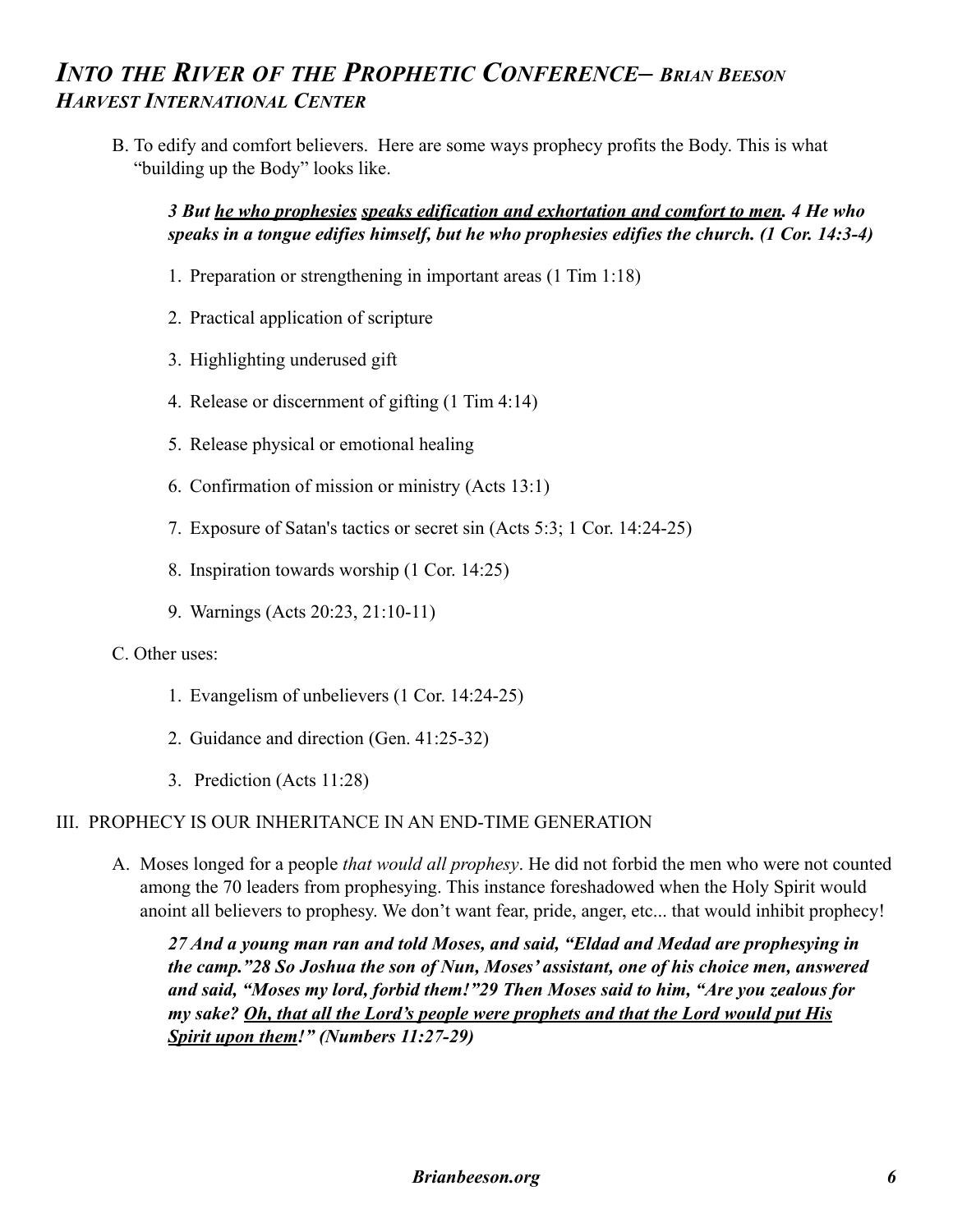B. To edify and comfort believers. Here are some ways prophecy profits the Body. This is what "building up the Body" looks like.

> ***3 But <u>he who prophesies</u> <u>speaks edification and exhortation and comfort to men</u>. 4 He who speaks in a tongue edifies himself, but he who prophesies edifies the church. (1 Cor. 14:3-4)***

1. Preparation or strengthening in important areas (1 Tim 1:18)
2. Practical application of scripture
3. Highlighting underused gift
4. Release or discernment of gifting (1 Tim 4:14)
5. Release physical or emotional healing
6. Confirmation of mission or ministry (Acts 13:1)
7. Exposure of Satan's tactics or secret sin (Acts 5:3; 1 Cor. 14:24-25)
8. Inspiration towards worship (1 Cor. 14:25)
9. Warnings (Acts 20:23, 21:10-11)

C. Other uses:

1. Evangelism of unbelievers (1 Cor. 14:24-25)
2. Guidance and direction (Gen. 41:25-32)
3. Prediction (Acts 11:28)

## III. PROPHECY IS OUR INHERITANCE IN AN END-TIME GENERATION

A. Moses longed for a people *that would all prophesy*. He did not forbid the men who were not counted among the 70 leaders from prophesying. This instance foreshadowed when the Holy Spirit would anoint all believers to prophesy. We don't want fear, pride, anger, etc... that would inhibit prophecy!

> ***27 And a young man ran and told Moses, and said, "Eldad and Medad are prophesying in the camp."28 So Joshua the son of Nun, Moses' assistant, one of his choice men, answered and said, "Moses my lord, forbid them!"29 Then Moses said to him, "Are you zealous for my sake? <u>Oh, that all the Lord's people were prophets and that the Lord would put His Spirit upon them</u>!" (Numbers 11:27-29)***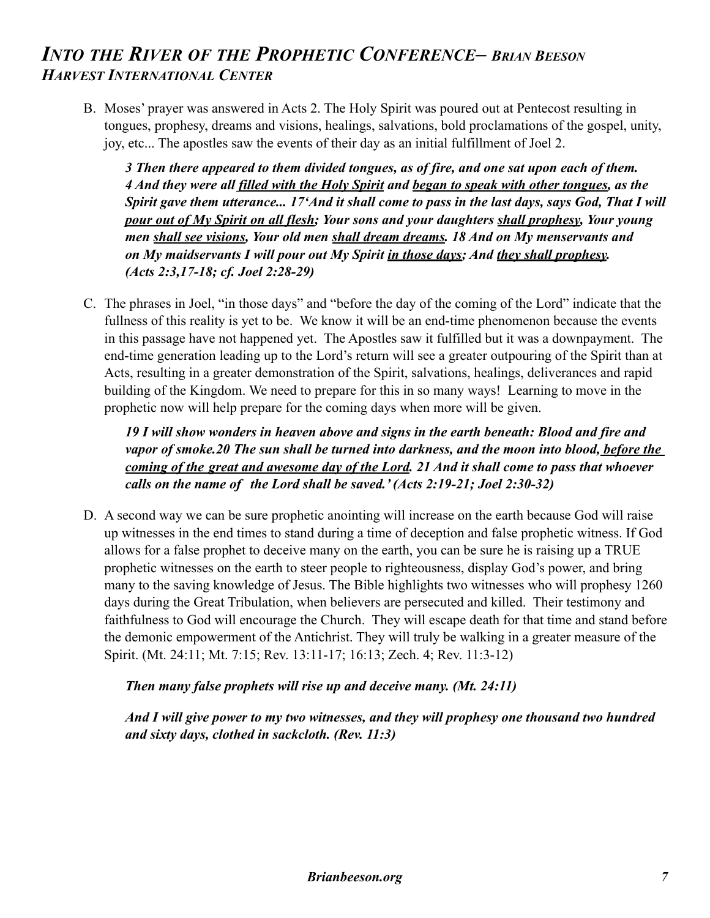B. Moses' prayer was answered in Acts 2. The Holy Spirit was poured out at Pentecost resulting in tongues, prophesy, dreams and visions, healings, salvations, bold proclamations of the gospel, unity, joy, etc... The apostles saw the events of their day as an initial fulfillment of Joel 2.

> ***3 Then there appeared to them divided tongues, as of fire, and one sat upon each of them. 4 And they were all <u>filled with the Holy Spirit</u> and <u>began to speak with other tongues</u>, as the Spirit gave them utterance... 17'And it shall come to pass in the last days, says God, That I will <u>pour out of My Spirit on all flesh</u>; Your sons and your daughters <u>shall prophesy</u>, Your young men <u>shall see visions</u>, Your old men <u>shall dream dreams</u>. 18 And on My menservants and on My maidservants I will pour out My Spirit <u>in those days</u>; And <u>they shall prophesy</u>. (Acts 2:3,17-18; cf. Joel 2:28-29)***

C. The phrases in Joel, "in those days" and "before the day of the coming of the Lord" indicate that the fullness of this reality is yet to be. We know it will be an end-time phenomenon because the events in this passage have not happened yet. The Apostles saw it fulfilled but it was a downpayment. The end-time generation leading up to the Lord's return will see a greater outpouring of the Spirit than at Acts, resulting in a greater demonstration of the Spirit, salvations, healings, deliverances and rapid building of the Kingdom. We need to prepare for this in so many ways! Learning to move in the prophetic now will help prepare for the coming days when more will be given.

> ***19 I will show wonders in heaven above and signs in the earth beneath: Blood and fire and vapor of smoke.20 The sun shall be turned into darkness, and the moon into blood, <u>before the coming of the great and awesome day of the Lord</u>. 21 And it shall come to pass that whoever calls on the name of the Lord shall be saved.' (Acts 2:19-21; Joel 2:30-32)***

D. A second way we can be sure prophetic anointing will increase on the earth because God will raise up witnesses in the end times to stand during a time of deception and false prophetic witness. If God allows for a false prophet to deceive many on the earth, you can be sure he is raising up a TRUE prophetic witnesses on the earth to steer people to righteousness, display God's power, and bring many to the saving knowledge of Jesus. The Bible highlights two witnesses who will prophesy 1260 days during the Great Tribulation, when believers are persecuted and killed. Their testimony and faithfulness to God will encourage the Church. They will escape death for that time and stand before the demonic empowerment of the Antichrist. They will truly be walking in a greater measure of the Spirit. (Mt. 24:11; Mt. 7:15; Rev. 13:11-17; 16:13; Zech. 4; Rev. 11:3-12)

> ***Then many false prophets will rise up and deceive many. (Mt. 24:11)***

> ***And I will give power to my two witnesses, and they will prophesy one thousand two hundred and sixty days, clothed in sackcloth. (Rev. 11:3)***